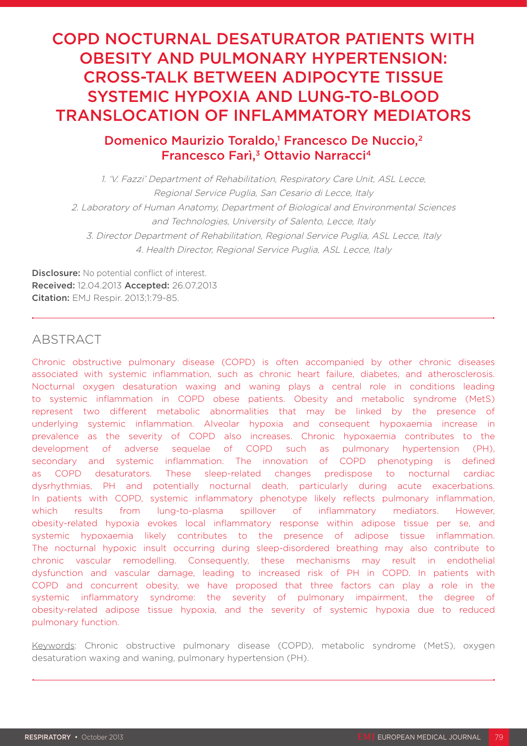# COPD NOCTURNAL DESATURATOR PATIENTS WITH OBESITY AND PULMONARY HYPERTENSION: CROSS-TALK BETWEEN ADIPOCYTE TISSUE SYSTEMIC HYPOXIA AND LUNG-TO-BLOOD TRANSLOCATION OF INFLAMMATORY MEDIATORS

## Domenico Maurizio Toraldo,[1] Francesco De Nuccio,[2] Francesco Farì,[3] Ottavio Narracci[4]

1. 'V. Fazzi' Department of Rehabilitation, Respiratory Care Unit, ASL Lecce, Regional Service Puglia, San Cesario di Lecce, Italy
2. Laboratory of Human Anatomy, Department of Biological and Environmental Sciences and Technologies, University of Salento, Lecce, Italy
3. Director Department of Rehabilitation, Regional Service Puglia, ASL Lecce, Italy
4. Health Director, Regional Service Puglia, ASL Lecce, Italy

**Disclosure:** No potential conflict of interest.
**Received:** 12.04.2013 **Accepted:** 26.07.2013
**Citation:** EMJ Respir. 2013;1:79-85.

## ABSTRACT

Chronic obstructive pulmonary disease (COPD) is often accompanied by other chronic diseases associated with systemic inflammation, such as chronic heart failure, diabetes, and atherosclerosis. Nocturnal oxygen desaturation waxing and waning plays a central role in conditions leading to systemic inflammation in COPD obese patients. Obesity and metabolic syndrome (MetS) represent two different metabolic abnormalities that may be linked by the presence of underlying systemic inflammation. Alveolar hypoxia and consequent hypoxaemia increase in prevalence as the severity of COPD also increases. Chronic hypoxaemia contributes to the development of adverse sequelae of COPD such as pulmonary hypertension (PH), secondary and systemic inflammation. The innovation of COPD phenotyping is defined as COPD desaturators. These sleep-related changes predispose to nocturnal cardiac dysrhythmias, PH and potentially nocturnal death, particularly during acute exacerbations. In patients with COPD, systemic inflammatory phenotype likely reflects pulmonary inflammation, which results from lung-to-plasma spillover of inflammatory mediators. However, obesity-related hypoxia evokes local inflammatory response within adipose tissue per se, and systemic hypoxaemia likely contributes to the presence of adipose tissue inflammation. The nocturnal hypoxic insult occurring during sleep-disordered breathing may also contribute to chronic vascular remodelling. Consequently, these mechanisms may result in endothelial dysfunction and vascular damage, leading to increased risk of PH in COPD. In patients with COPD and concurrent obesity, we have proposed that three factors can play a role in the systemic inflammatory syndrome: the severity of pulmonary impairment, the degree of obesity-related adipose tissue hypoxia, and the severity of systemic hypoxia due to reduced pulmonary function.

Keywords: Chronic obstructive pulmonary disease (COPD), metabolic syndrome (MetS), oxygen desaturation waxing and waning, pulmonary hypertension (PH).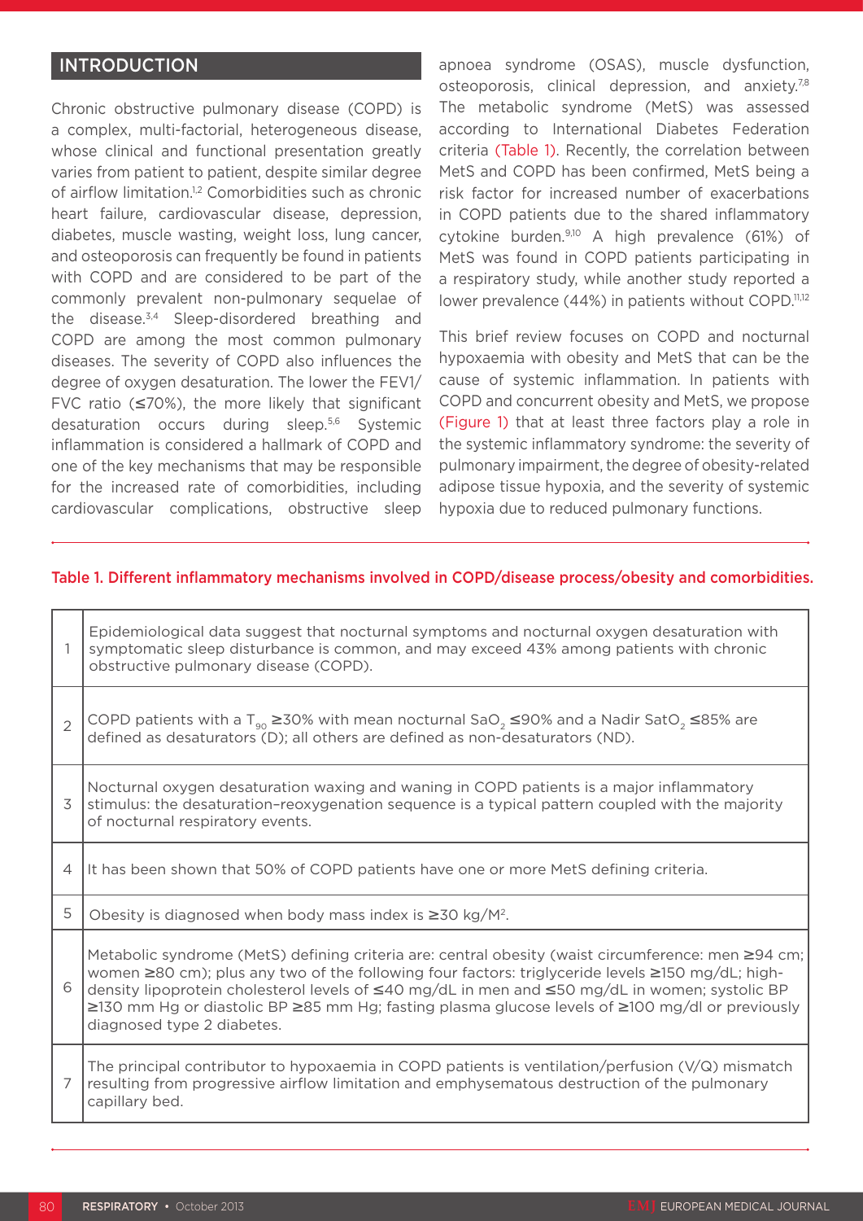## INTRODUCTION

Chronic obstructive pulmonary disease (COPD) is a complex, multi-factorial, heterogeneous disease, whose clinical and functional presentation greatly varies from patient to patient, despite similar degree of airflow limitation.[1,2] Comorbidities such as chronic heart failure, cardiovascular disease, depression, diabetes, muscle wasting, weight loss, lung cancer, and osteoporosis can frequently be found in patients with COPD and are considered to be part of the commonly prevalent non-pulmonary sequelae of the disease.[3,4] Sleep-disordered breathing and COPD are among the most common pulmonary diseases. The severity of COPD also influences the degree of oxygen desaturation. The lower the FEV1/FVC ratio (≤70%), the more likely that significant desaturation occurs during sleep.[5,6] Systemic inflammation is considered a hallmark of COPD and one of the key mechanisms that may be responsible for the increased rate of comorbidities, including cardiovascular complications, obstructive sleep apnoea syndrome (OSAS), muscle dysfunction, osteoporosis, clinical depression, and anxiety.[7,8] The metabolic syndrome (MetS) was assessed according to International Diabetes Federation criteria (Table 1). Recently, the correlation between MetS and COPD has been confirmed, MetS being a risk factor for increased number of exacerbations in COPD patients due to the shared inflammatory cytokine burden.[9,10] A high prevalence (61%) of MetS was found in COPD patients participating in a respiratory study, while another study reported a lower prevalence (44%) in patients without COPD.[11,12]

This brief review focuses on COPD and nocturnal hypoxaemia with obesity and MetS that can be the cause of systemic inflammation. In patients with COPD and concurrent obesity and MetS, we propose (Figure 1) that at least three factors play a role in the systemic inflammatory syndrome: the severity of pulmonary impairment, the degree of obesity-related adipose tissue hypoxia, and the severity of systemic hypoxia due to reduced pulmonary functions.

Table 1. Different inflammatory mechanisms involved in COPD/disease process/obesity and comorbidities.

| | |
|---|---|
| 1 | Epidemiological data suggest that nocturnal symptoms and nocturnal oxygen desaturation with symptomatic sleep disturbance is common, and may exceed 43% among patients with chronic obstructive pulmonary disease (COPD). |
| 2 | COPD patients with a $T_{90}$ ≥30% with mean nocturnal $SaO_2$ ≤90% and a Nadir $SatO_2$ ≤85% are defined as desaturators (D); all others are defined as non-desaturators (ND). |
| 3 | Nocturnal oxygen desaturation waxing and waning in COPD patients is a major inflammatory stimulus: the desaturation–reoxygenation sequence is a typical pattern coupled with the majority of nocturnal respiratory events. |
| 4 | It has been shown that 50% of COPD patients have one or more MetS defining criteria. |
| 5 | Obesity is diagnosed when body mass index is ≥30 kg/$M^2$. |
| 6 | Metabolic syndrome (MetS) defining criteria are: central obesity (waist circumference: men ≥94 cm; women ≥80 cm); plus any two of the following four factors: triglyceride levels ≥150 mg/dL; high-density lipoprotein cholesterol levels of ≤40 mg/dL in men and ≤50 mg/dL in women; systolic BP ≥130 mm Hg or diastolic BP ≥85 mm Hg; fasting plasma glucose levels of ≥100 mg/dl or previously diagnosed type 2 diabetes. |
| 7 | The principal contributor to hypoxaemia in COPD patients is ventilation/perfusion (V/Q) mismatch resulting from progressive airflow limitation and emphysematous destruction of the pulmonary capillary bed. |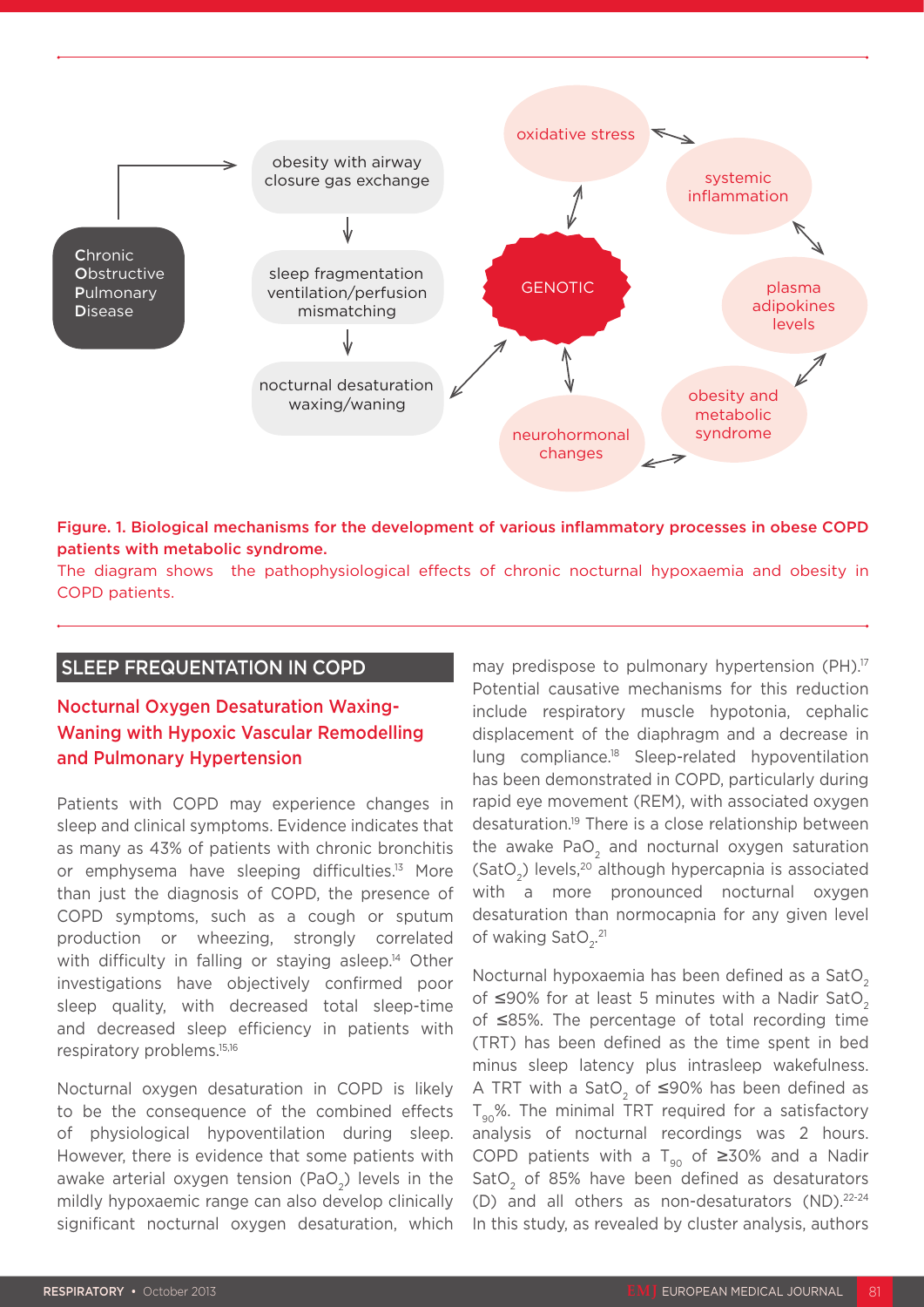**Figure. 1. Biological mechanisms for the development of various inflammatory processes in obese COPD patients with metabolic syndrome.**

The diagram shows the pathophysiological effects of chronic nocturnal hypoxaemia and obesity in COPD patients.

## SLEEP FREQUENTATION IN COPD

### Nocturnal Oxygen Desaturation Waxing-Waning with Hypoxic Vascular Remodelling and Pulmonary Hypertension

Patients with COPD may experience changes in sleep and clinical symptoms. Evidence indicates that as many as 43% of patients with chronic bronchitis or emphysema have sleeping difficulties.[13] More than just the diagnosis of COPD, the presence of COPD symptoms, such as a cough or sputum production or wheezing, strongly correlated with difficulty in falling or staying asleep.[14] Other investigations have objectively confirmed poor sleep quality, with decreased total sleep-time and decreased sleep efficiency in patients with respiratory problems.[15,16]

Nocturnal oxygen desaturation in COPD is likely to be the consequence of the combined effects of physiological hypoventilation during sleep. However, there is evidence that some patients with awake arterial oxygen tension ($PaO_2$) levels in the mildly hypoxaemic range can also develop clinically significant nocturnal oxygen desaturation, which may predispose to pulmonary hypertension (PH).[17] Potential causative mechanisms for this reduction include respiratory muscle hypotonia, cephalic displacement of the diaphragm and a decrease in lung compliance.[18] Sleep-related hypoventilation has been demonstrated in COPD, particularly during rapid eye movement (REM), with associated oxygen desaturation.[19] There is a close relationship between the awake $PaO_2$ and nocturnal oxygen saturation ($SatO_2$) levels,[20] although hypercapnia is associated with a more pronounced nocturnal oxygen desaturation than normocapnia for any given level of waking $SatO_2$.[21]

Nocturnal hypoxaemia has been defined as a $SatO_2$ of ≤90% for at least 5 minutes with a Nadir $SatO_2$ of ≤85%. The percentage of total recording time (TRT) has been defined as the time spent in bed minus sleep latency plus intrasleep wakefulness. A TRT with a $SatO_2$ of ≤90% has been defined as $T_{90}$%. The minimal TRT required for a satisfactory analysis of nocturnal recordings was 2 hours. COPD patients with a $T_{90}$ of ≥30% and a Nadir $SatO_2$ of 85% have been defined as desaturators (D) and all others as non-desaturators (ND).[22-24] In this study, as revealed by cluster analysis, authors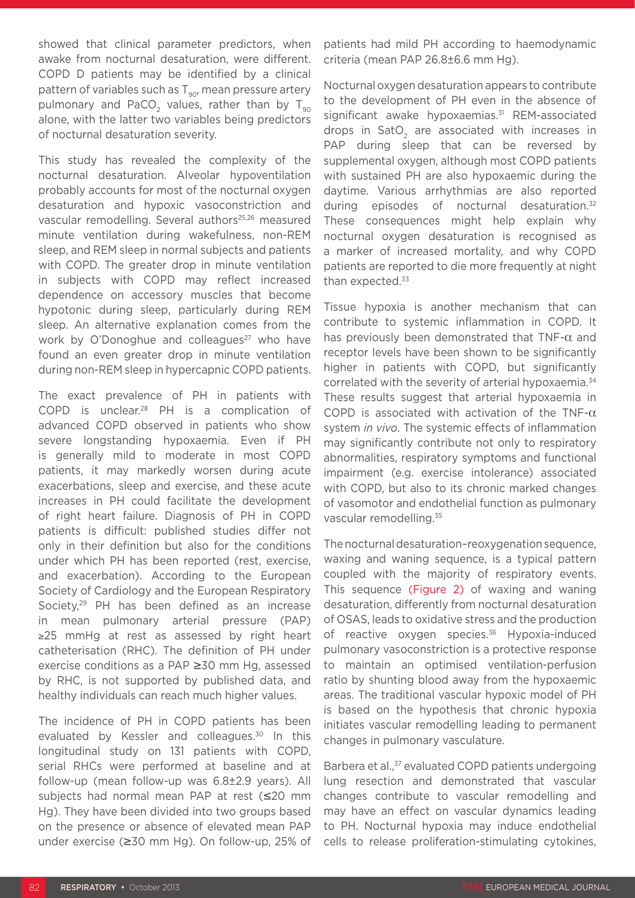showed that clinical parameter predictors, when awake from nocturnal desaturation, were different. COPD D patients may be identified by a clinical pattern of variables such as $T_{90}$, mean pressure artery pulmonary and $PaCO_2$ values, rather than by $T_{90}$ alone, with the latter two variables being predictors of nocturnal desaturation severity.

This study has revealed the complexity of the nocturnal desaturation. Alveolar hypoventilation probably accounts for most of the nocturnal oxygen desaturation and hypoxic vasoconstriction and vascular remodelling. Several authors[25,26] measured minute ventilation during wakefulness, non-REM sleep, and REM sleep in normal subjects and patients with COPD. The greater drop in minute ventilation in subjects with COPD may reflect increased dependence on accessory muscles that become hypotonic during sleep, particularly during REM sleep. An alternative explanation comes from the work by O'Donoghue and colleagues[27] who have found an even greater drop in minute ventilation during non-REM sleep in hypercapnic COPD patients.

The exact prevalence of PH in patients with COPD is unclear.[28] PH is a complication of advanced COPD observed in patients who show severe longstanding hypoxaemia. Even if PH is generally mild to moderate in most COPD patients, it may markedly worsen during acute exacerbations, sleep and exercise, and these acute increases in PH could facilitate the development of right heart failure. Diagnosis of PH in COPD patients is difficult: published studies differ not only in their definition but also for the conditions under which PH has been reported (rest, exercise, and exacerbation). According to the European Society of Cardiology and the European Respiratory Society,[29] PH has been defined as an increase in mean pulmonary arterial pressure (PAP) ≥25 mmHg at rest as assessed by right heart catheterisation (RHC). The definition of PH under exercise conditions as a PAP ≥30 mm Hg, assessed by RHC, is not supported by published data, and healthy individuals can reach much higher values.

The incidence of PH in COPD patients has been evaluated by Kessler and colleagues.[30] In this longitudinal study on 131 patients with COPD, serial RHCs were performed at baseline and at follow-up (mean follow-up was 6.8±2.9 years). All subjects had normal mean PAP at rest (≤20 mm Hg). They have been divided into two groups based on the presence or absence of elevated mean PAP under exercise (≥30 mm Hg). On follow-up, 25% of patients had mild PH according to haemodynamic criteria (mean PAP 26.8±6.6 mm Hg).

Nocturnal oxygen desaturation appears to contribute to the development of PH even in the absence of significant awake hypoxaemias.[31] REM-associated drops in $SatO_2$ are associated with increases in PAP during sleep that can be reversed by supplemental oxygen, although most COPD patients with sustained PH are also hypoxaemic during the daytime. Various arrhythmias are also reported during episodes of nocturnal desaturation.[32] These consequences might help explain why nocturnal oxygen desaturation is recognised as a marker of increased mortality, and why COPD patients are reported to die more frequently at night than expected.[33]

Tissue hypoxia is another mechanism that can contribute to systemic inflammation in COPD. It has previously been demonstrated that TNF-$\alpha$ and receptor levels have been shown to be significantly higher in patients with COPD, but significantly correlated with the severity of arterial hypoxaemia.[34] These results suggest that arterial hypoxaemia in COPD is associated with activation of the TNF-$\alpha$ system *in vivo*. The systemic effects of inflammation may significantly contribute not only to respiratory abnormalities, respiratory symptoms and functional impairment (e.g. exercise intolerance) associated with COPD, but also to its chronic marked changes of vasomotor and endothelial function as pulmonary vascular remodelling.[35]

The nocturnal desaturation–reoxygenation sequence, waxing and waning sequence, is a typical pattern coupled with the majority of respiratory events. This sequence (Figure 2) of waxing and waning desaturation, differently from nocturnal desaturation of OSAS, leads to oxidative stress and the production of reactive oxygen species.[36] Hypoxia-induced pulmonary vasoconstriction is a protective response to maintain an optimised ventilation-perfusion ratio by shunting blood away from the hypoxaemic areas. The traditional vascular hypoxic model of PH is based on the hypothesis that chronic hypoxia initiates vascular remodelling leading to permanent changes in pulmonary vasculature.

Barbera et al.,[37] evaluated COPD patients undergoing lung resection and demonstrated that vascular changes contribute to vascular remodelling and may have an effect on vascular dynamics leading to PH. Nocturnal hypoxia may induce endothelial cells to release proliferation-stimulating cytokines,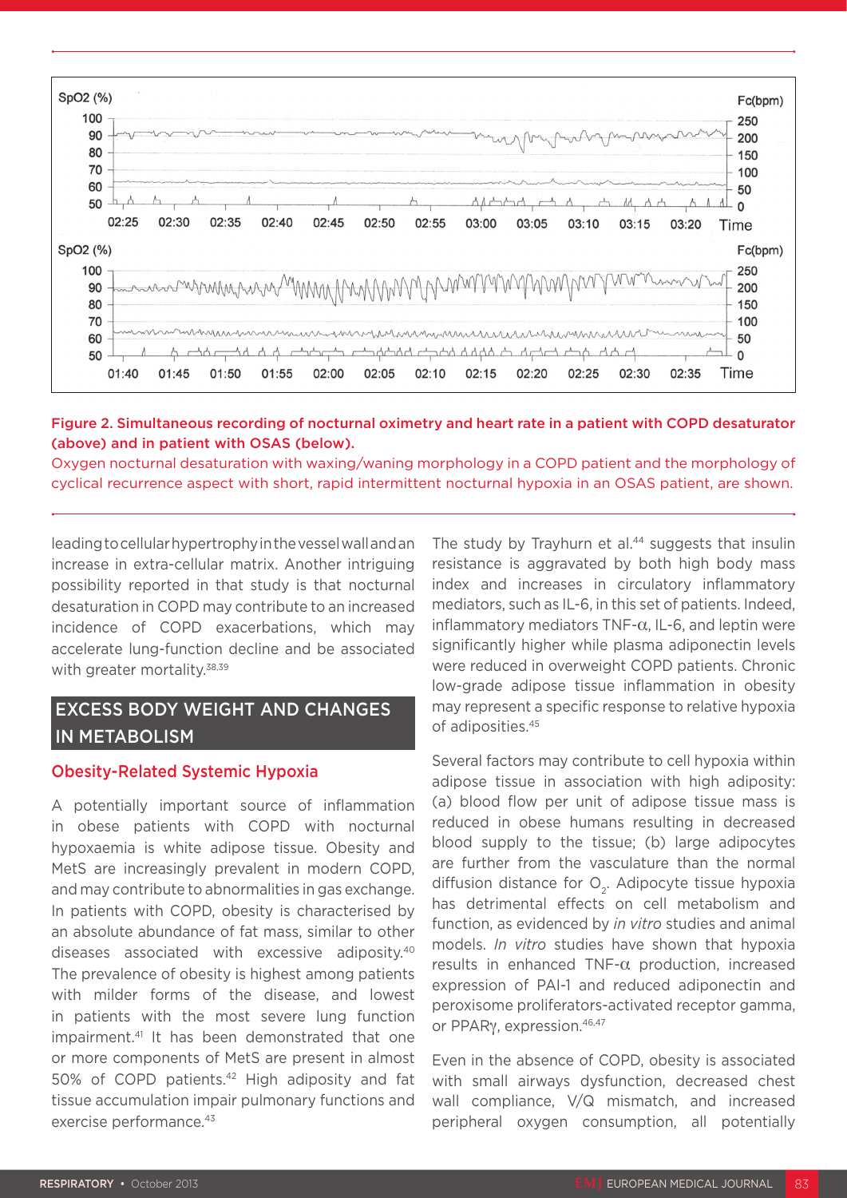Figure 2. Simultaneous recording of nocturnal oximetry and heart rate in a patient with COPD desaturator (above) and in patient with OSAS (below).

Oxygen nocturnal desaturation with waxing/waning morphology in a COPD patient and the morphology of cyclical recurrence aspect with short, rapid intermittent nocturnal hypoxia in an OSAS patient, are shown.

leading to cellular hypertrophy in the vessel wall and an increase in extra-cellular matrix. Another intriguing possibility reported in that study is that nocturnal desaturation in COPD may contribute to an increased incidence of COPD exacerbations, which may accelerate lung-function decline and be associated with greater mortality.[38,39]

## EXCESS BODY WEIGHT AND CHANGES IN METABOLISM

### Obesity-Related Systemic Hypoxia

A potentially important source of inflammation in obese patients with COPD with nocturnal hypoxaemia is white adipose tissue. Obesity and MetS are increasingly prevalent in modern COPD, and may contribute to abnormalities in gas exchange. In patients with COPD, obesity is characterised by an absolute abundance of fat mass, similar to other diseases associated with excessive adiposity.[40] The prevalence of obesity is highest among patients with milder forms of the disease, and lowest in patients with the most severe lung function impairment.[41] It has been demonstrated that one or more components of MetS are present in almost 50% of COPD patients.[42] High adiposity and fat tissue accumulation impair pulmonary functions and exercise performance.[43]

The study by Trayhurn et al.[44] suggests that insulin resistance is aggravated by both high body mass index and increases in circulatory inflammatory mediators, such as IL-6, in this set of patients. Indeed, inflammatory mediators TNF-α, IL-6, and leptin were significantly higher while plasma adiponectin levels were reduced in overweight COPD patients. Chronic low-grade adipose tissue inflammation in obesity may represent a specific response to relative hypoxia of adiposities.[45]

Several factors may contribute to cell hypoxia within adipose tissue in association with high adiposity: (a) blood flow per unit of adipose tissue mass is reduced in obese humans resulting in decreased blood supply to the tissue; (b) large adipocytes are further from the vasculature than the normal diffusion distance for $O_2$. Adipocyte tissue hypoxia has detrimental effects on cell metabolism and function, as evidenced by *in vitro* studies and animal models. *In vitro* studies have shown that hypoxia results in enhanced TNF-α production, increased expression of PAI-1 and reduced adiponectin and peroxisome proliferators-activated receptor gamma, or PPARγ, expression.[46,47]

Even in the absence of COPD, obesity is associated with small airways dysfunction, decreased chest wall compliance, V/Q mismatch, and increased peripheral oxygen consumption, all potentially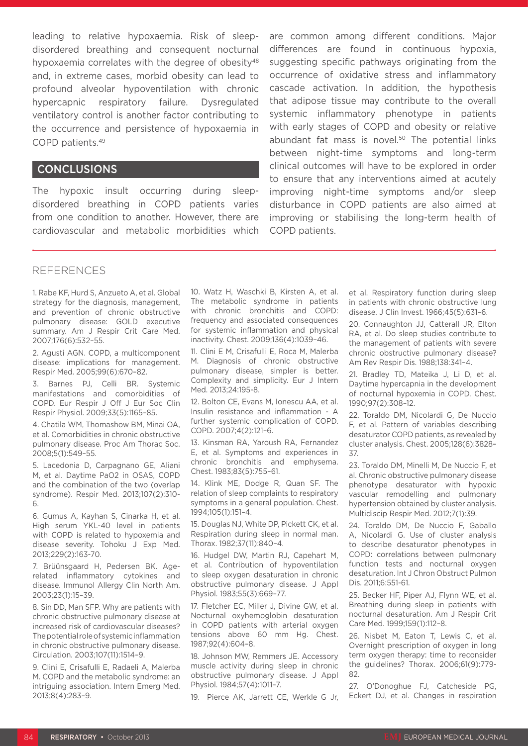leading to relative hypoxaemia. Risk of sleep-disordered breathing and consequent nocturnal hypoxaemia correlates with the degree of obesity[48] and, in extreme cases, morbid obesity can lead to profound alveolar hypoventilation with chronic hypercapnic respiratory failure. Dysregulated ventilatory control is another factor contributing to the occurrence and persistence of hypoxaemia in COPD patients.[49]

## CONCLUSIONS

The hypoxic insult occurring during sleep-disordered breathing in COPD patients varies from one condition to another. However, there are cardiovascular and metabolic morbidities which are common among different conditions. Major differences are found in continuous hypoxia, suggesting specific pathways originating from the occurrence of oxidative stress and inflammatory cascade activation. In addition, the hypothesis that adipose tissue may contribute to the overall systemic inflammatory phenotype in patients with early stages of COPD and obesity or relative abundant fat mass is novel.[50] The potential links between night-time symptoms and long-term clinical outcomes will have to be explored in order to ensure that any interventions aimed at acutely improving night-time symptoms and/or sleep disturbance in COPD patients are also aimed at improving or stabilising the long-term health of COPD patients.

## REFERENCES

1. Rabe KF, Hurd S, Anzueto A, et al. Global strategy for the diagnosis, management, and prevention of chronic obstructive pulmonary disease: GOLD executive summary. Am J Respir Crit Care Med. 2007;176(6):532–55.

2. Agusti AGN. COPD, a multicomponent disease: implications for management. Respir Med. 2005;99(6):670–82.

3. Barnes PJ, Celli BR. Systemic manifestations and comorbidities of COPD. Eur Respir J Off J Eur Soc Clin Respir Physiol. 2009;33(5):1165–85.

4. Chatila WM, Thomashow BM, Minai OA, et al. Comorbidities in chronic obstructive pulmonary disease. Proc Am Thorac Soc. 2008;5(1):549–55.

5. Lacedonia D, Carpagnano GE, Aliani M, et al. Daytime PaO2 in OSAS, COPD and the combination of the two (overlap syndrome). Respir Med. 2013;107(2):310-6.

6. Gumus A, Kayhan S, Cinarka H, et al. High serum YKL-40 level in patients with COPD is related to hypoxemia and disease severity. Tohoku J Exp Med. 2013;229(2):163-70.

7. Brüünsgaard H, Pedersen BK. Age-related inflammatory cytokines and disease. Immunol Allergy Clin North Am. 2003;23(1):15–39.

8. Sin DD, Man SFP. Why are patients with chronic obstructive pulmonary disease at increased risk of cardiovascular diseases? The potential role of systemic inflammation in chronic obstructive pulmonary disease. Circulation. 2003;107(11):1514–9.

9. Clini E, Crisafulli E, Radaeli A, Malerba M. COPD and the metabolic syndrome: an intriguing association. Intern Emerg Med. 2013;8(4):283–9.

10. Watz H, Waschki B, Kirsten A, et al. The metabolic syndrome in patients with chronic bronchitis and COPD: frequency and associated consequences for systemic inflammation and physical inactivity. Chest. 2009;136(4):1039–46.

11. Clini E M, Crisafulli E, Roca M, Malerba M. Diagnosis of chronic obstructive pulmonary disease, simpler is better. Complexity and simplicity. Eur J Intern Med. 2013;24:195-8.

12. Bolton CE, Evans M, Ionescu AA, et al. Insulin resistance and inflammation - A further systemic complication of COPD. COPD. 2007;4(2):121–6.

13. Kinsman RA, Yaroush RA, Fernandez E, et al. Symptoms and experiences in chronic bronchitis and emphysema. Chest. 1983;83(5):755–61.

14. Klink ME, Dodge R, Quan SF. The relation of sleep complaints to respiratory symptoms in a general population. Chest. 1994;105(1):151–4.

15. Douglas NJ, White DP, Pickett CK, et al. Respiration during sleep in normal man. Thorax. 1982;37(11):840–4.

16. Hudgel DW, Martin RJ, Capehart M, et al. Contribution of hypoventilation to sleep oxygen desaturation in chronic obstructive pulmonary disease. J Appl Physiol. 1983;55(3):669–77.

17. Fletcher EC, Miller J, Divine GW, et al. Nocturnal oxyhemoglobin desaturation in COPD patients with arterial oxygen tensions above 60 mm Hg. Chest. 1987;92(4):604–8.

18. Johnson MW, Remmers JE. Accessory muscle activity during sleep in chronic obstructive pulmonary disease. J Appl Physiol. 1984;57(4):1011–7.

19. Pierce AK, Jarrett CE, Werkle G Jr, et al. Respiratory function during sleep in patients with chronic obstructive lung disease. J Clin Invest. 1966;45(5):631–6.

20. Connaughton JJ, Catterall JR, Elton RA, et al. Do sleep studies contribute to the management of patients with severe chronic obstructive pulmonary disease? Am Rev Respir Dis. 1988;138:341–4.

21. Bradley TD, Mateika J, Li D, et al. Daytime hypercapnia in the development of nocturnal hypoxemia in COPD. Chest. 1990;97(2):308–12.

22. Toraldo DM, Nicolardi G, De Nuccio F, et al. Pattern of variables describing desaturator COPD patients, as revealed by cluster analysis. Chest. 2005;128(6):3828–37.

23. Toraldo DM, Minelli M, De Nuccio F, et al. Chronic obstructive pulmonary disease phenotype desaturator with hypoxic vascular remodelling and pulmonary hypertension obtained by cluster analysis. Multidiscip Respir Med. 2012;7(1):39.

24. Toraldo DM, De Nuccio F, Gaballo A, Nicolardi G. Use of cluster analysis to describe desaturator phenotypes in COPD: correlations between pulmonary function tests and nocturnal oxygen desaturation. Int J Chron Obstruct Pulmon Dis. 2011;6:551-61.

25. Becker HF, Piper AJ, Flynn WE, et al. Breathing during sleep in patients with nocturnal desaturation. Am J Respir Crit Care Med. 1999;159(1):112–8.

26. Nisbet M, Eaton T, Lewis C, et al. Overnight prescription of oxygen in long term oxygen therapy: time to reconsider the guidelines? Thorax. 2006;61(9):779-82.

27. O'Donoghue FJ, Catcheside PG, Eckert DJ, et al. Changes in respiration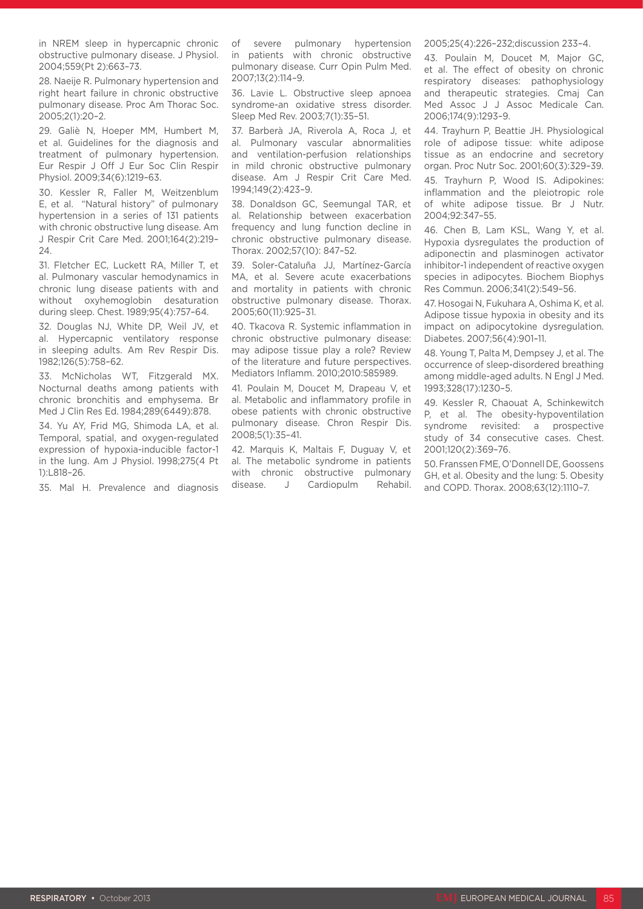in NREM sleep in hypercapnic chronic obstructive pulmonary disease. J Physiol. 2004;559(Pt 2):663–73.

28. Naeije R. Pulmonary hypertension and right heart failure in chronic obstructive pulmonary disease. Proc Am Thorac Soc. 2005;2(1):20–2.

29. Galiè N, Hoeper MM, Humbert M, et al. Guidelines for the diagnosis and treatment of pulmonary hypertension. Eur Respir J Off J Eur Soc Clin Respir Physiol. 2009;34(6):1219–63.

30. Kessler R, Faller M, Weitzenblum E, et al. "Natural history" of pulmonary hypertension in a series of 131 patients with chronic obstructive lung disease. Am J Respir Crit Care Med. 2001;164(2):219–24.

31. Fletcher EC, Luckett RA, Miller T, et al. Pulmonary vascular hemodynamics in chronic lung disease patients with and without oxyhemoglobin desaturation during sleep. Chest. 1989;95(4):757–64.

32. Douglas NJ, White DP, Weil JV, et al. Hypercapnic ventilatory response in sleeping adults. Am Rev Respir Dis. 1982;126(5):758–62.

33. McNicholas WT, Fitzgerald MX. Nocturnal deaths among patients with chronic bronchitis and emphysema. Br Med J Clin Res Ed. 1984;289(6449):878.

34. Yu AY, Frid MG, Shimoda LA, et al. Temporal, spatial, and oxygen-regulated expression of hypoxia-inducible factor-1 in the lung. Am J Physiol. 1998;275(4 Pt 1):L818–26.

35. Mal H. Prevalence and diagnosis of severe pulmonary hypertension in patients with chronic obstructive pulmonary disease. Curr Opin Pulm Med. 2007;13(2):114–9.

36. Lavie L. Obstructive sleep apnoea syndrome-an oxidative stress disorder. Sleep Med Rev. 2003;7(1):35–51.

37. Barberà JA, Riverola A, Roca J, et al. Pulmonary vascular abnormalities and ventilation-perfusion relationships in mild chronic obstructive pulmonary disease. Am J Respir Crit Care Med. 1994;149(2):423–9.

38. Donaldson GC, Seemungal TAR, et al. Relationship between exacerbation frequency and lung function decline in chronic obstructive pulmonary disease. Thorax. 2002;57(10): 847–52.

39. Soler-Cataluña JJ, Martínez-García MA, et al. Severe acute exacerbations and mortality in patients with chronic obstructive pulmonary disease. Thorax. 2005;60(11):925–31.

40. Tkacova R. Systemic inflammation in chronic obstructive pulmonary disease: may adipose tissue play a role? Review of the literature and future perspectives. Mediators Inflamm. 2010;2010:585989.

41. Poulain M, Doucet M, Drapeau V, et al. Metabolic and inflammatory profile in obese patients with chronic obstructive pulmonary disease. Chron Respir Dis. 2008;5(1):35–41.

42. Marquis K, Maltais F, Duguay V, et al. The metabolic syndrome in patients with chronic obstructive pulmonary disease. J Cardiopulm Rehabil. 2005;25(4):226–232;discussion 233–4.

43. Poulain M, Doucet M, Major GC, et al. The effect of obesity on chronic respiratory diseases: pathophysiology and therapeutic strategies. Cmaj Can Med Assoc J J Assoc Medicale Can. 2006;174(9):1293–9.

44. Trayhurn P, Beattie JH. Physiological role of adipose tissue: white adipose tissue as an endocrine and secretory organ. Proc Nutr Soc. 2001;60(3):329–39.

45. Trayhurn P, Wood IS. Adipokines: inflammation and the pleiotropic role of white adipose tissue. Br J Nutr. 2004;92:347–55.

46. Chen B, Lam KSL, Wang Y, et al. Hypoxia dysregulates the production of adiponectin and plasminogen activator inhibitor-1 independent of reactive oxygen species in adipocytes. Biochem Biophys Res Commun. 2006;341(2):549–56.

47. Hosogai N, Fukuhara A, Oshima K, et al. Adipose tissue hypoxia in obesity and its impact on adipocytokine dysregulation. Diabetes. 2007;56(4):901–11.

48. Young T, Palta M, Dempsey J, et al. The occurrence of sleep-disordered breathing among middle-aged adults. N Engl J Med. 1993;328(17):1230–5.

49. Kessler R, Chaouat A, Schinkewitch P, et al. The obesity-hypoventilation syndrome revisited: a prospective study of 34 consecutive cases. Chest. 2001;120(2):369–76.

50. Franssen FME, O'Donnell DE, Goossens GH, et al. Obesity and the lung: 5. Obesity and COPD. Thorax. 2008;63(12):1110–7.